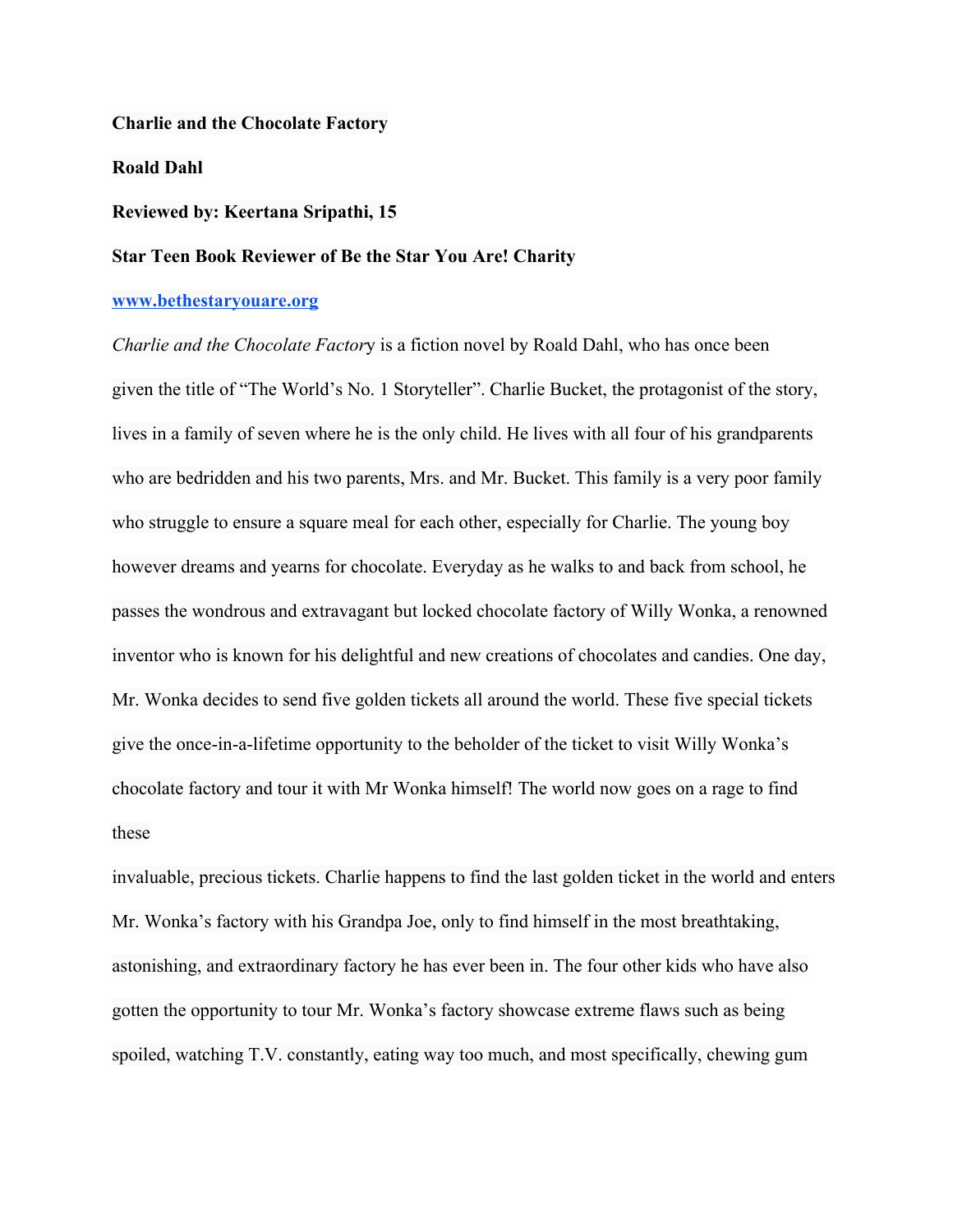**Charlie and the Chocolate Factory**

**Roald Dahl**

**Reviewed by: Keertana Sripathi, 15**

**Star Teen Book Reviewer of Be the Star You Are! Charity**

[www.bethestaryouare.org](http://www.bethestaryouare.org)

*Charlie and the Chocolate Factor*y is a fiction novel by Roald Dahl, who has once been given the title of "The World's No. 1 Storyteller". Charlie Bucket, the protagonist of the story, lives in a family of seven where he is the only child. He lives with all four of his grandparents who are bedridden and his two parents, Mrs. and Mr. Bucket. This family is a very poor family who struggle to ensure a square meal for each other, especially for Charlie. The young boy however dreams and yearns for chocolate. Everyday as he walks to and back from school, he passes the wondrous and extravagant but locked chocolate factory of Willy Wonka, a renowned inventor who is known for his delightful and new creations of chocolates and candies. One day, Mr. Wonka decides to send five golden tickets all around the world. These five special tickets give the once-in-a-lifetime opportunity to the beholder of the ticket to visit Willy Wonka's chocolate factory and tour it with Mr Wonka himself! The world now goes on a rage to find these invaluable, precious tickets. Charlie happens to find the last golden ticket in the world and enters Mr. Wonka's factory with his Grandpa Joe, only to find himself in the most breathtaking, astonishing, and extraordinary factory he has ever been in. The four other kids who have also gotten the opportunity to tour Mr. Wonka's factory showcase extreme flaws such as being spoiled, watching T.V. constantly, eating way too much, and most specifically, chewing gum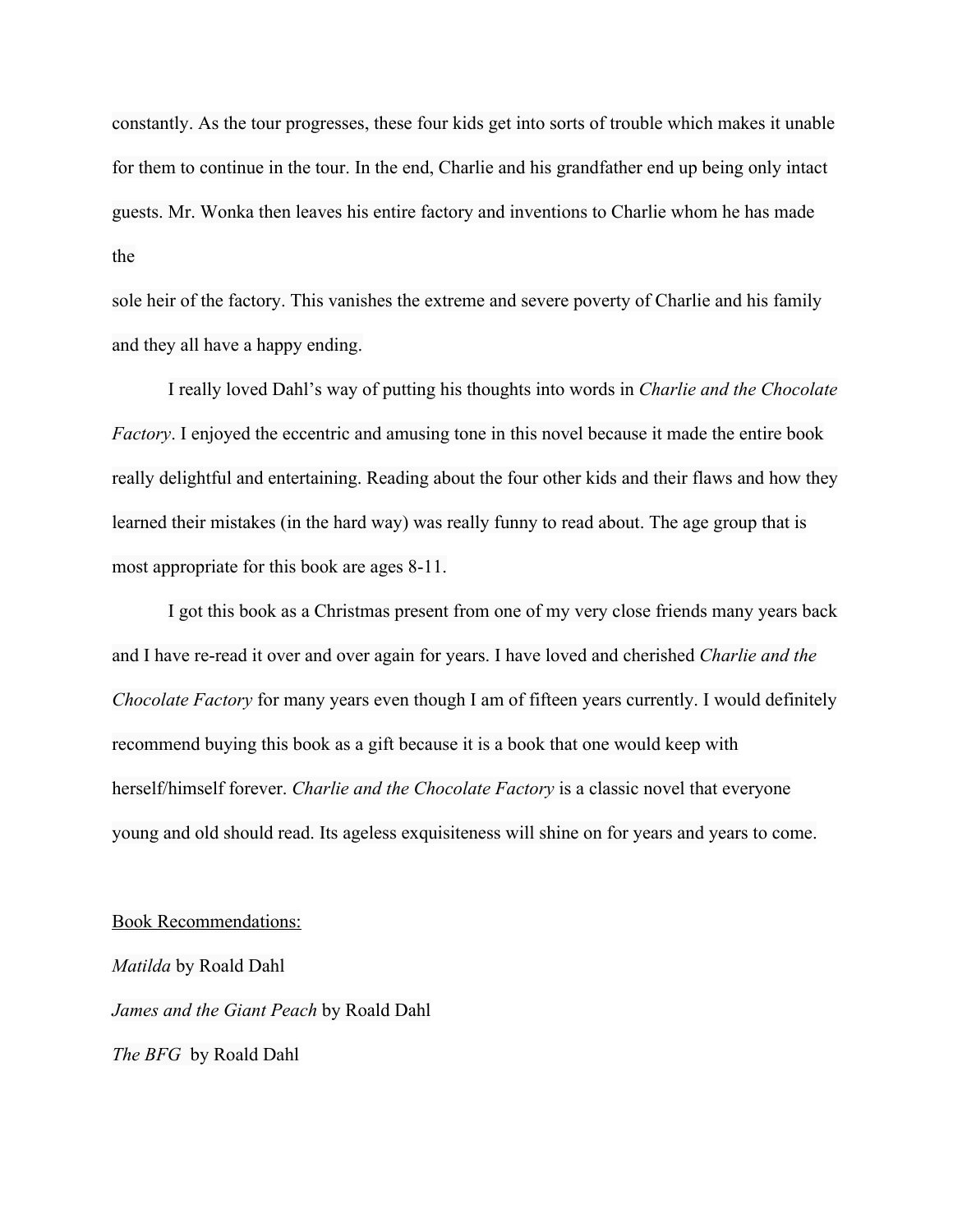constantly. As the tour progresses, these four kids get into sorts of trouble which makes it unable for them to continue in the tour. In the end, Charlie and his grandfather end up being only intact guests. Mr. Wonka then leaves his entire factory and inventions to Charlie whom he has made the sole heir of the factory. This vanishes the extreme and severe poverty of Charlie and his family and they all have a happy ending.

I really loved Dahl's way of putting his thoughts into words in *Charlie and the Chocolate Factory*. I enjoyed the eccentric and amusing tone in this novel because it made the entire book really delightful and entertaining. Reading about the four other kids and their flaws and how they learned their mistakes (in the hard way) was really funny to read about. The age group that is most appropriate for this book are ages 8-11.

I got this book as a Christmas present from one of my very close friends many years back and I have re-read it over and over again for years. I have loved and cherished *Charlie and the Chocolate Factory* for many years even though I am of fifteen years currently. I would definitely recommend buying this book as a gift because it is a book that one would keep with herself/himself forever. *Charlie and the Chocolate Factory* is a classic novel that everyone young and old should read. Its ageless exquisiteness will shine on for years and years to come.

<u>Book Recommendations:</u>

*Matilda* by Roald Dahl

*James and the Giant Peach* by Roald Dahl

*The BFG* by Roald Dahl